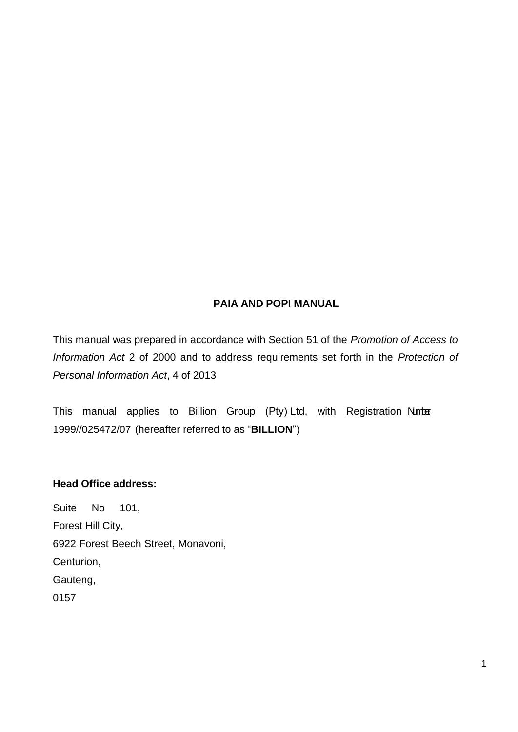# PAIA AND POPI MANUAL

This manual was prepared in accordance with Section 51 of the *Promotion of Access to Information Act* 2 of 2000 and to address requirements set forth in the *Protection of Personal Information Act*, 4 of 2013

This manual applies to Billion Group (Pty) Ltd, with Registration Number 1999//025472/07 (hereafter referred to as "**BILLION**")

**Head Office address:**

Suite No 101,
Forest Hill City,
6922 Forest Beech Street, Monavoni,
Centurion,
Gauteng,
0157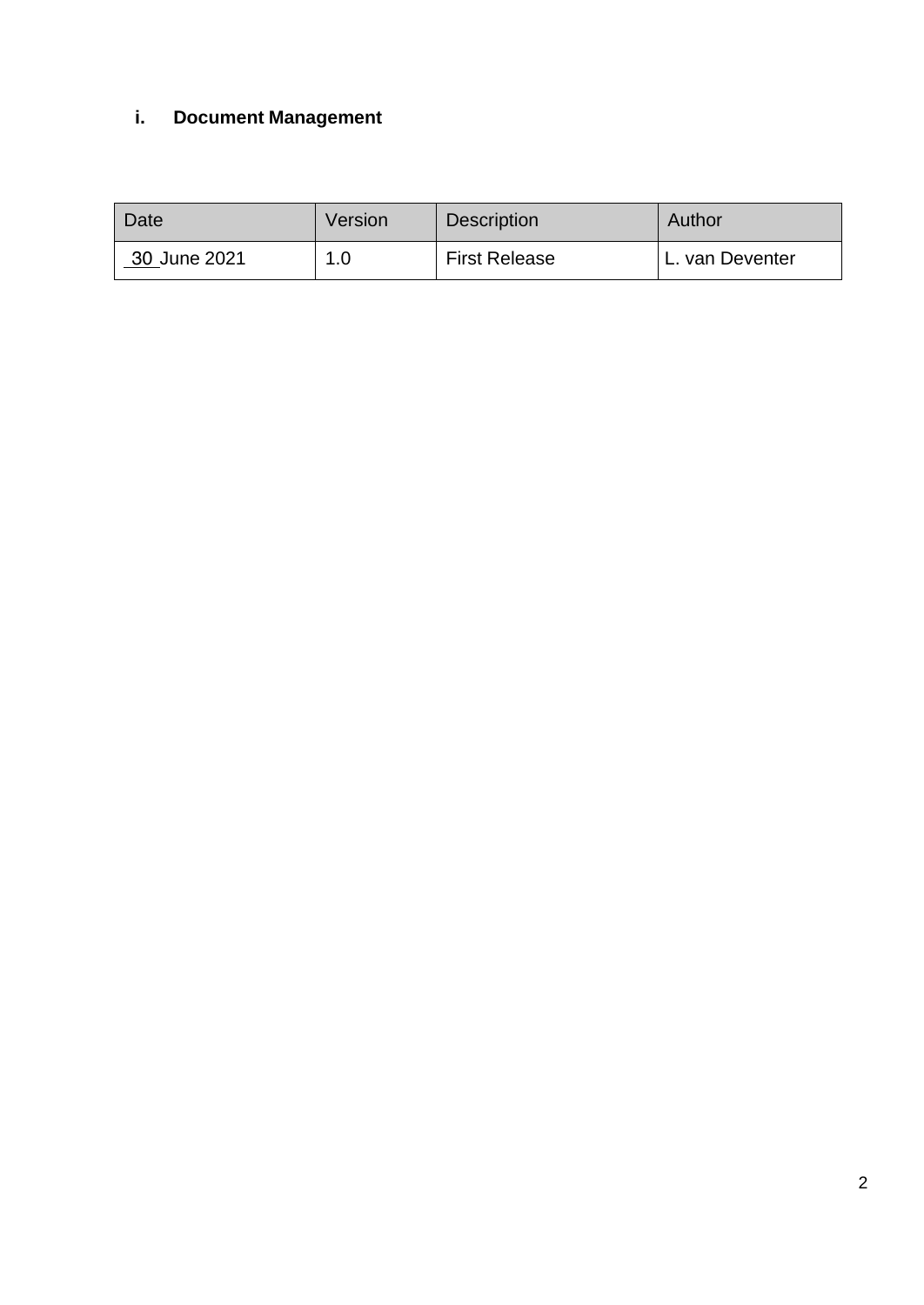## i. Document Management

| Date | Version | Description | Author |
| --- | --- | --- | --- |
| 30 June 2021 | 1.0 | First Release | L. van Deventer |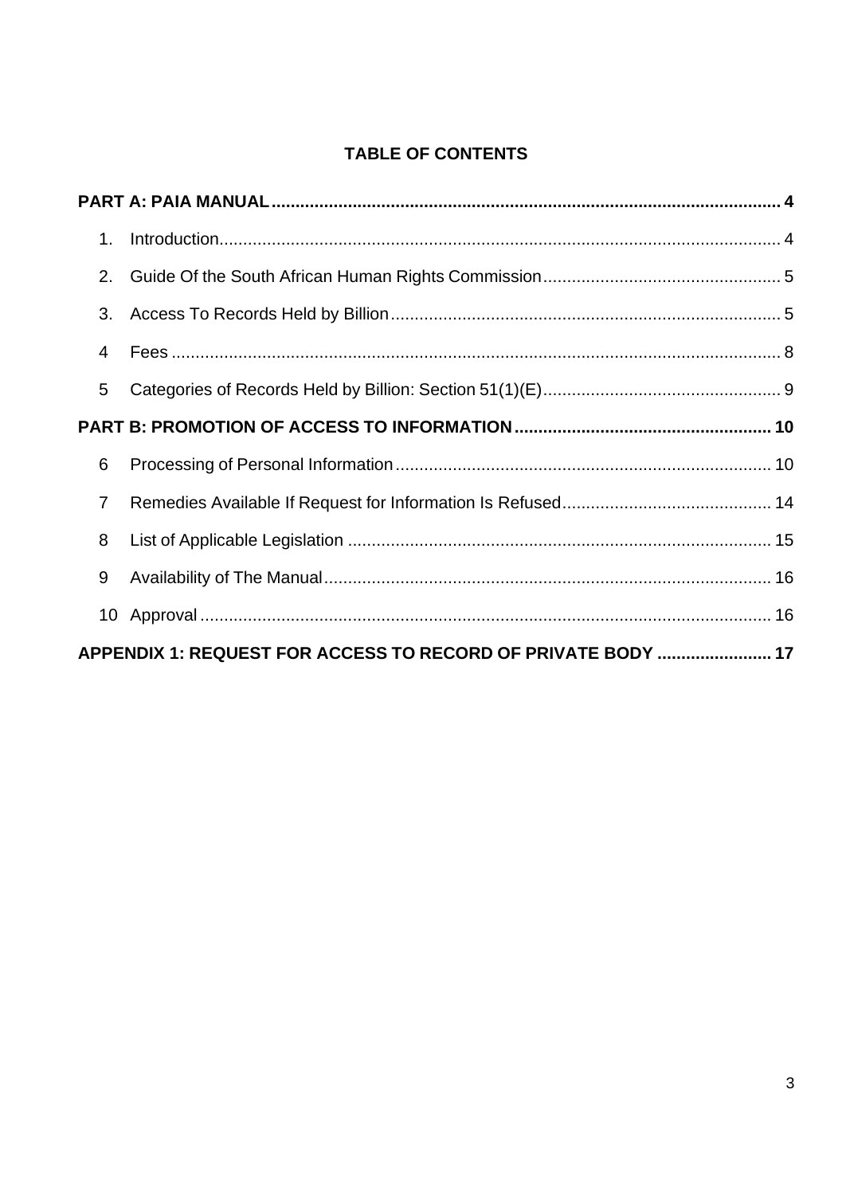**TABLE OF CONTENTS**

**PART A: PAIA MANUAL** ........................................................................................................ **4**

1. Introduction ........................................................................................................ 4
2. Guide Of the South African Human Rights Commission ........................................ 5
3. Access To Records Held by Billion ........................................................................ 5

4 Fees ........................................................................................................ 8

5 Categories of Records Held by Billion: Section 51(1)(E) ........................................ 9

**PART B: PROMOTION OF ACCESS TO INFORMATION** ........................................................ **10**

6 Processing of Personal Information ........................................................................ 10

7 Remedies Available If Request for Information Is Refused ........................................ 14

8 List of Applicable Legislation ................................................................................ 15

9 Availability of The Manual .................................................................................... 16

10 Approval ........................................................................................................ 16

**APPENDIX 1: REQUEST FOR ACCESS TO RECORD OF PRIVATE BODY** ........................ **17**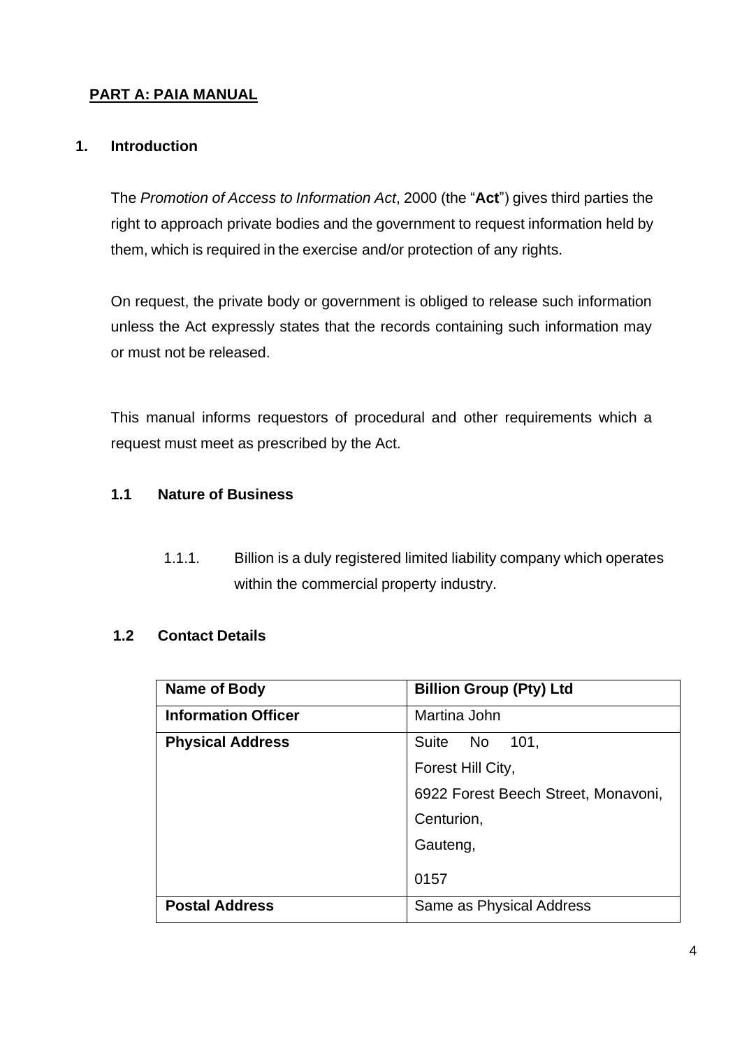## PART A: PAIA MANUAL

### 1. Introduction

The *Promotion of Access to Information Act*, 2000 (the "**Act**") gives third parties the right to approach private bodies and the government to request information held by them, which is required in the exercise and/or protection of any rights.

On request, the private body or government is obliged to release such information unless the Act expressly states that the records containing such information may or must not be released.

This manual informs requestors of procedural and other requirements which a request must meet as prescribed by the Act.

#### 1.1 Nature of Business

1.1.1. Billion is a duly registered limited liability company which operates within the commercial property industry.

#### 1.2 Contact Details

| | |
|---|---|
| **Name of Body** | **Billion Group (Pty) Ltd** |
| **Information Officer** | Martina John |
| **Physical Address** | Suite No 101,<br>Forest Hill City,<br>6922 Forest Beech Street, Monavoni,<br>Centurion,<br>Gauteng,<br>0157 |
| **Postal Address** | Same as Physical Address |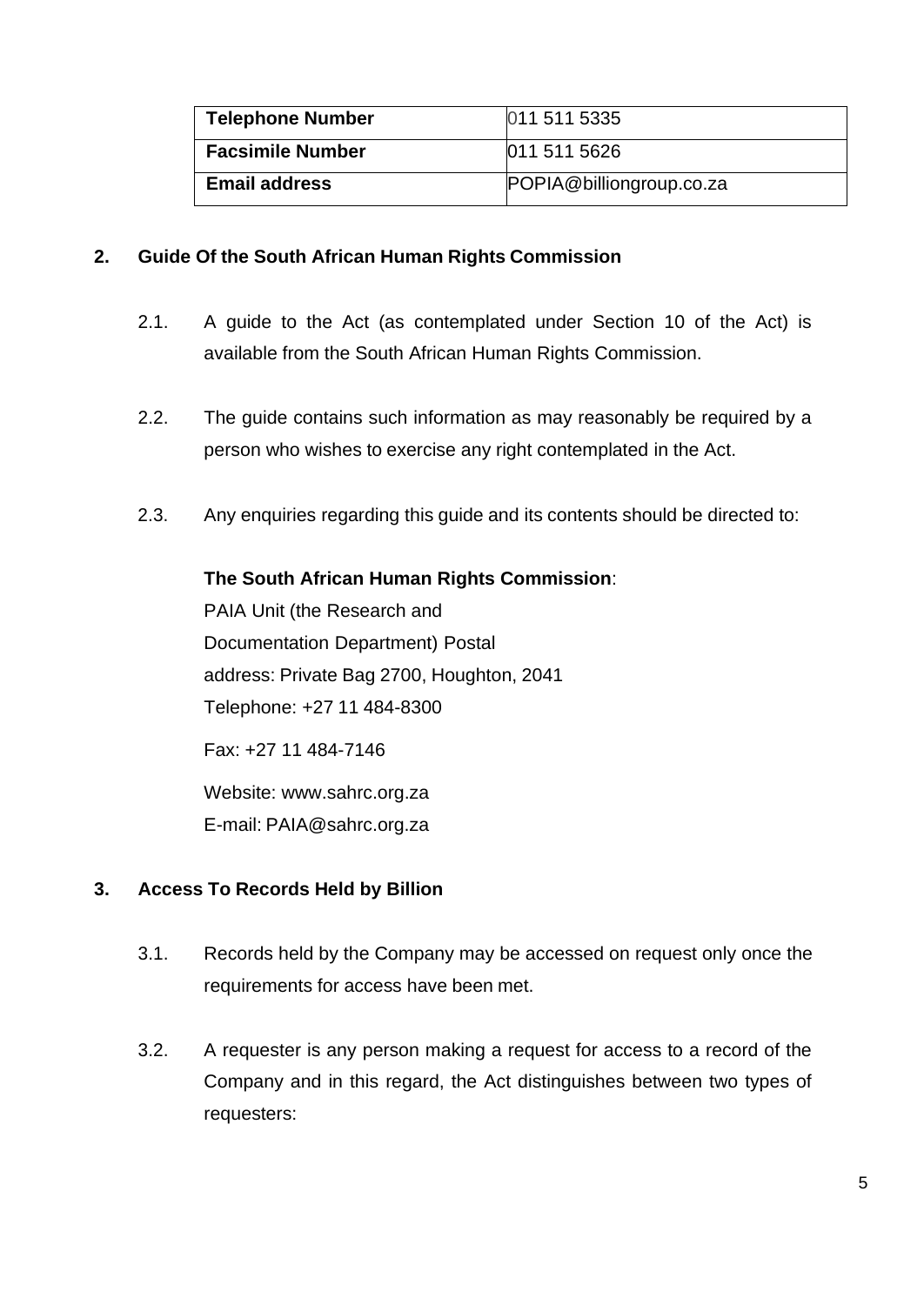| | |
|---|---|
| **Telephone Number** | 011 511 5335 |
| **Facsimile Number** | 011 511 5626 |
| **Email address** | POPIA@billiongroup.co.za |

## 2. Guide Of the South African Human Rights Commission

2.1. A guide to the Act (as contemplated under Section 10 of the Act) is available from the South African Human Rights Commission.

2.2. The guide contains such information as may reasonably be required by a person who wishes to exercise any right contemplated in the Act.

2.3. Any enquiries regarding this guide and its contents should be directed to:

**The South African Human Rights Commission**:
PAIA Unit (the Research and
Documentation Department) Postal
address: Private Bag 2700, Houghton, 2041
Telephone: +27 11 484-8300

Fax: +27 11 484-7146

Website: www.sahrc.org.za
E-mail: PAIA@sahrc.org.za

## 3. Access To Records Held by Billion

3.1. Records held by the Company may be accessed on request only once the requirements for access have been met.

3.2. A requester is any person making a request for access to a record of the Company and in this regard, the Act distinguishes between two types of requesters: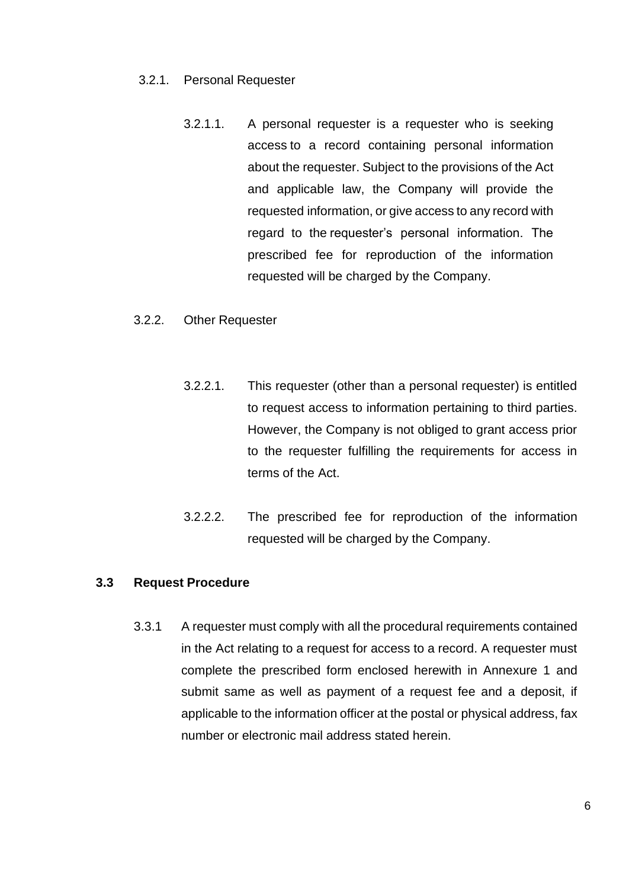3.2.1. Personal Requester

3.2.1.1. A personal requester is a requester who is seeking access to a record containing personal information about the requester. Subject to the provisions of the Act and applicable law, the Company will provide the requested information, or give access to any record with regard to the requester's personal information. The prescribed fee for reproduction of the information requested will be charged by the Company.

3.2.2. Other Requester

3.2.2.1. This requester (other than a personal requester) is entitled to request access to information pertaining to third parties. However, the Company is not obliged to grant access prior to the requester fulfilling the requirements for access in terms of the Act.

3.2.2.2. The prescribed fee for reproduction of the information requested will be charged by the Company.

### 3.3 Request Procedure

3.3.1 A requester must comply with all the procedural requirements contained in the Act relating to a request for access to a record. A requester must complete the prescribed form enclosed herewith in Annexure 1 and submit same as well as payment of a request fee and a deposit, if applicable to the information officer at the postal or physical address, fax number or electronic mail address stated herein.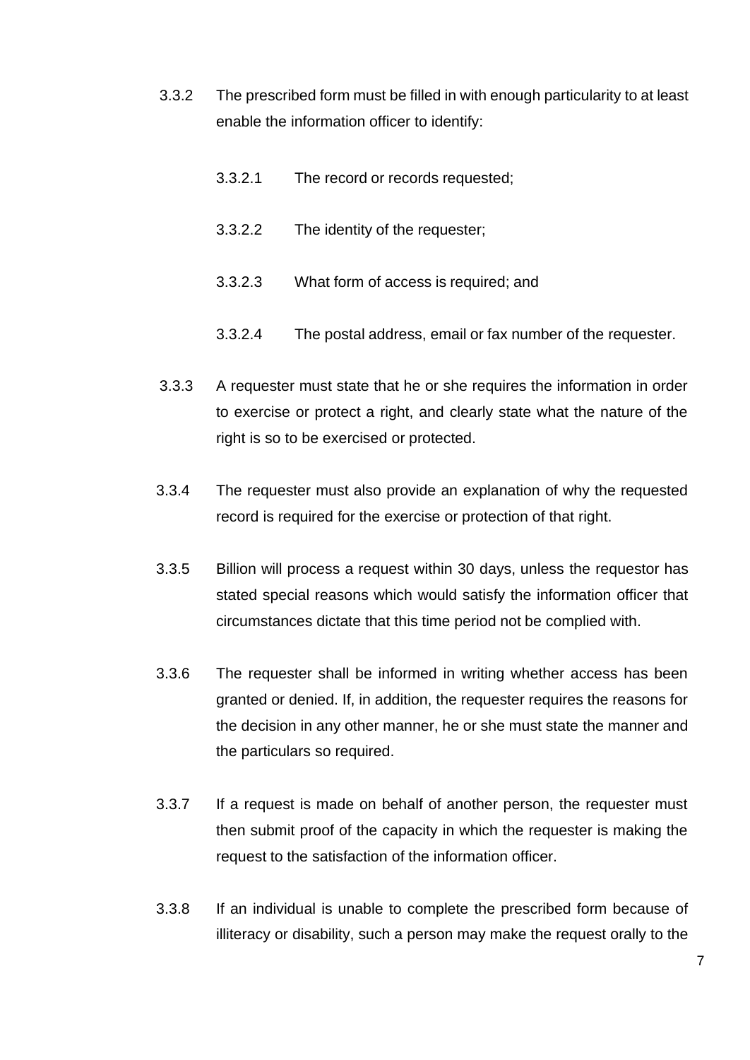3.3.2 The prescribed form must be filled in with enough particularity to at least enable the information officer to identify:

  3.3.2.1 The record or records requested;

  3.3.2.2 The identity of the requester;

  3.3.2.3 What form of access is required; and

  3.3.2.4 The postal address, email or fax number of the requester.

3.3.3 A requester must state that he or she requires the information in order to exercise or protect a right, and clearly state what the nature of the right is so to be exercised or protected.

3.3.4 The requester must also provide an explanation of why the requested record is required for the exercise or protection of that right.

3.3.5 Billion will process a request within 30 days, unless the requestor has stated special reasons which would satisfy the information officer that circumstances dictate that this time period not be complied with.

3.3.6 The requester shall be informed in writing whether access has been granted or denied. If, in addition, the requester requires the reasons for the decision in any other manner, he or she must state the manner and the particulars so required.

3.3.7 If a request is made on behalf of another person, the requester must then submit proof of the capacity in which the requester is making the request to the satisfaction of the information officer.

3.3.8 If an individual is unable to complete the prescribed form because of illiteracy or disability, such a person may make the request orally to the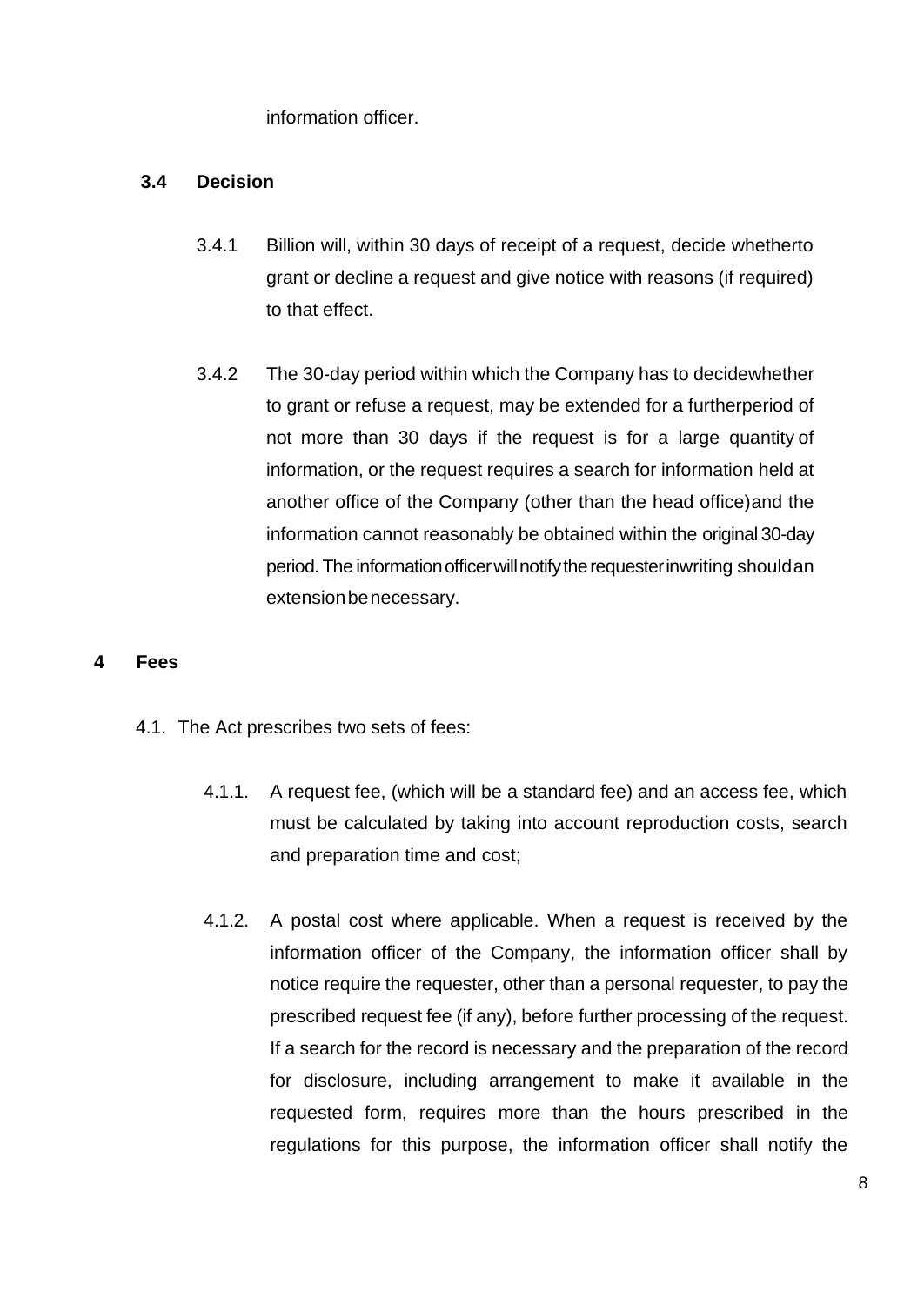information officer.

### 3.4 Decision

3.4.1 Billion will, within 30 days of receipt of a request, decide whetherto grant or decline a request and give notice with reasons (if required) to that effect.

3.4.2 The 30-day period within which the Company has to decidewhether to grant or refuse a request, may be extended for a furtherperiod of not more than 30 days if the request is for a large quantity of information, or the request requires a search for information held at another office of the Company (other than the head office)and the information cannot reasonably be obtained within the original 30-day period. The informationofficerwillnotifytherequesterinwriting shouldan extensionbenecessary.

## 4 Fees

4.1. The Act prescribes two sets of fees:

4.1.1. A request fee, (which will be a standard fee) and an access fee, which must be calculated by taking into account reproduction costs, search and preparation time and cost;

4.1.2. A postal cost where applicable. When a request is received by the information officer of the Company, the information officer shall by notice require the requester, other than a personal requester, to pay the prescribed request fee (if any), before further processing of the request. If a search for the record is necessary and the preparation of the record for disclosure, including arrangement to make it available in the requested form, requires more than the hours prescribed in the regulations for this purpose, the information officer shall notify the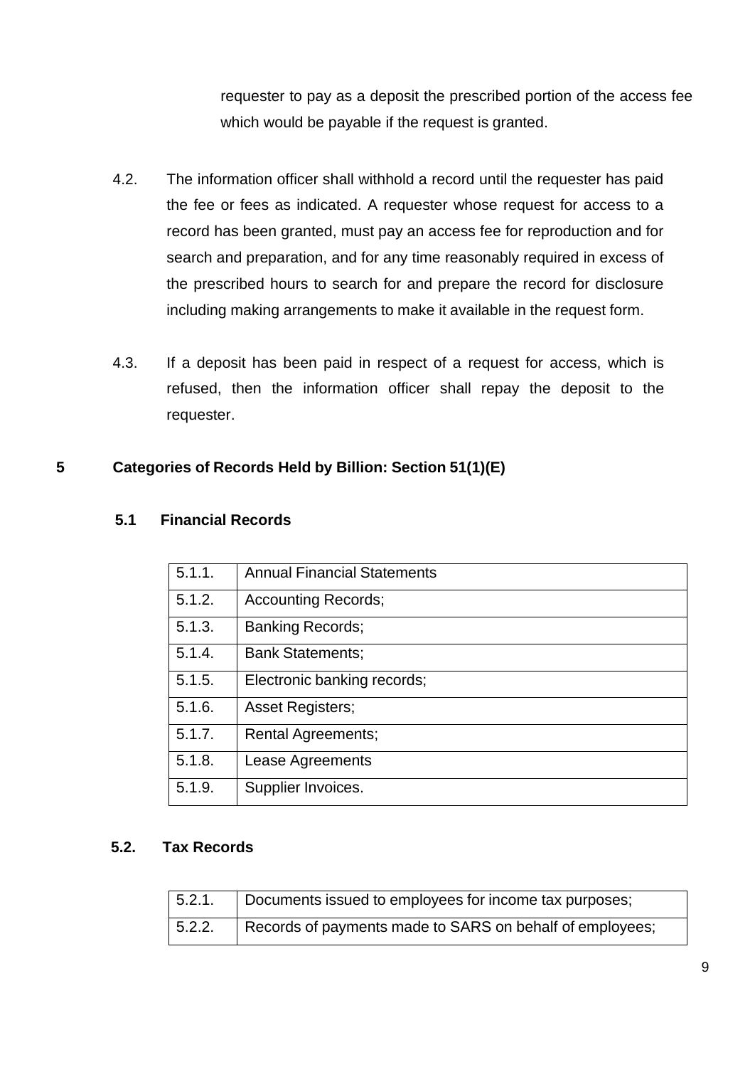requester to pay as a deposit the prescribed portion of the access fee which would be payable if the request is granted.

4.2. The information officer shall withhold a record until the requester has paid the fee or fees as indicated. A requester whose request for access to a record has been granted, must pay an access fee for reproduction and for search and preparation, and for any time reasonably required in excess of the prescribed hours to search for and prepare the record for disclosure including making arrangements to make it available in the request form.

4.3. If a deposit has been paid in respect of a request for access, which is refused, then the information officer shall repay the deposit to the requester.

## 5 Categories of Records Held by Billion: Section 51(1)(E)

### 5.1 Financial Records

| | |
|---|---|
| 5.1.1. | Annual Financial Statements |
| 5.1.2. | Accounting Records; |
| 5.1.3. | Banking Records; |
| 5.1.4. | Bank Statements; |
| 5.1.5. | Electronic banking records; |
| 5.1.6. | Asset Registers; |
| 5.1.7. | Rental Agreements; |
| 5.1.8. | Lease Agreements |
| 5.1.9. | Supplier Invoices. |

### 5.2. Tax Records

| | |
|---|---|
| 5.2.1. | Documents issued to employees for income tax purposes; |
| 5.2.2. | Records of payments made to SARS on behalf of employees; |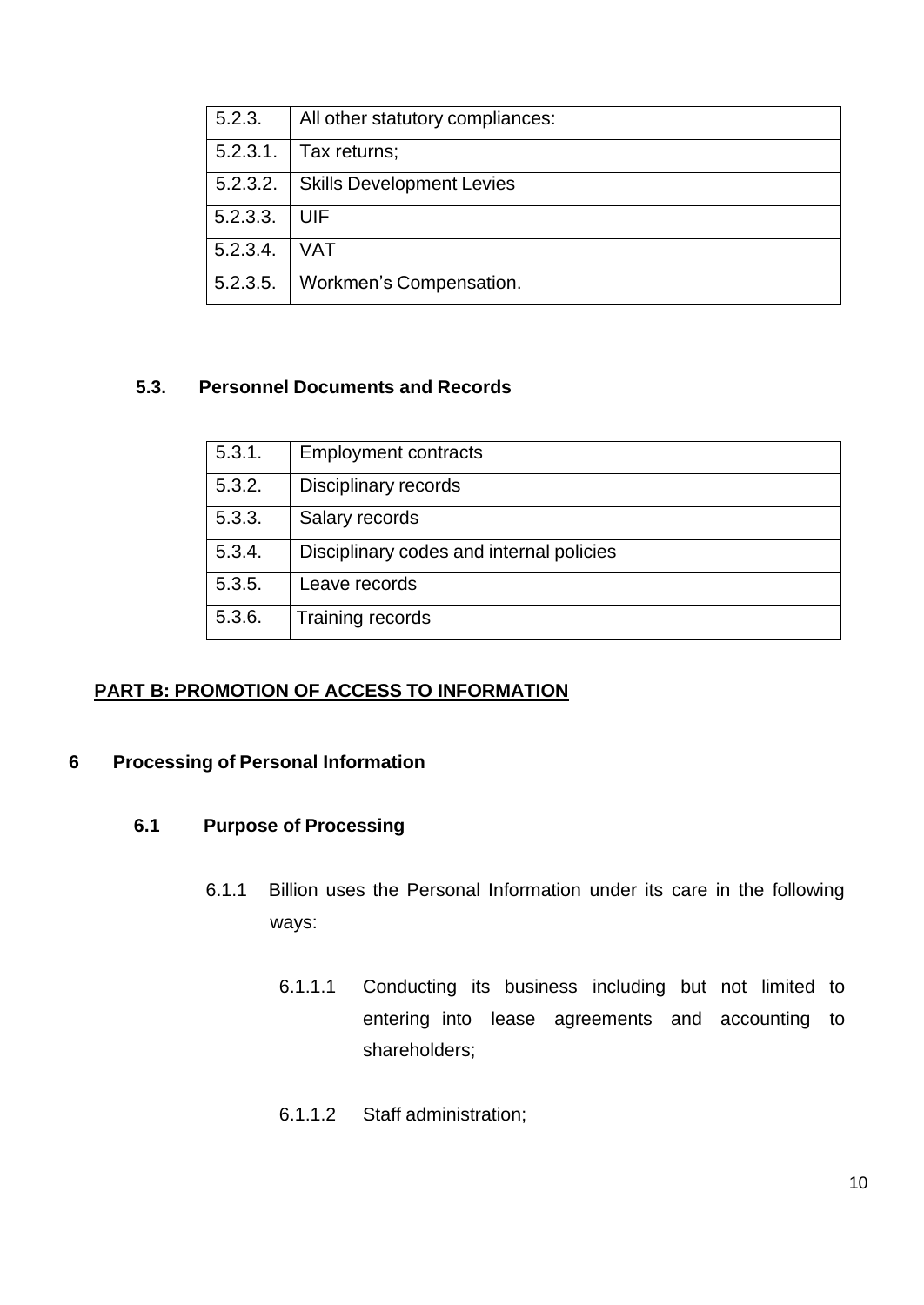| | |
|---|---|
| 5.2.3. | All other statutory compliances: |
| 5.2.3.1. | Tax returns; |
| 5.2.3.2. | Skills Development Levies |
| 5.2.3.3. | UIF |
| 5.2.3.4. | VAT |
| 5.2.3.5. | Workmen's Compensation. |

### 5.3. Personnel Documents and Records

| | |
|---|---|
| 5.3.1. | Employment contracts |
| 5.3.2. | Disciplinary records |
| 5.3.3. | Salary records |
| 5.3.4. | Disciplinary codes and internal policies |
| 5.3.5. | Leave records |
| 5.3.6. | Training records |

## PART B: PROMOTION OF ACCESS TO INFORMATION

## 6 Processing of Personal Information

### 6.1 Purpose of Processing

6.1.1 Billion uses the Personal Information under its care in the following ways:

6.1.1.1 Conducting its business including but not limited to entering into lease agreements and accounting to shareholders;

6.1.1.2 Staff administration;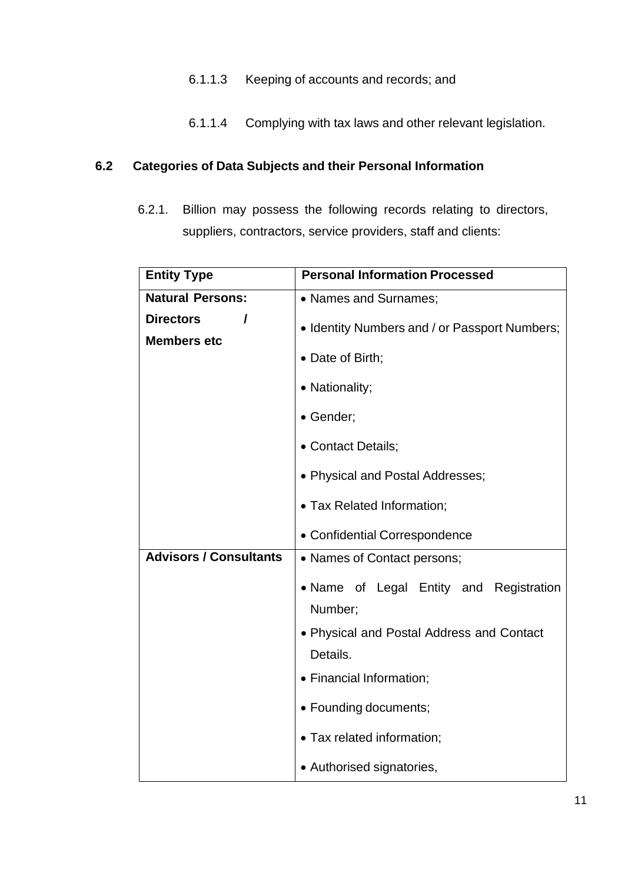6.1.1.3 Keeping of accounts and records; and

6.1.1.4 Complying with tax laws and other relevant legislation.

## 6.2 Categories of Data Subjects and their Personal Information

6.2.1. Billion may possess the following records relating to directors, suppliers, contractors, service providers, staff and clients:

| Entity Type | Personal Information Processed |
|---|---|
| **Natural Persons: Directors / Members etc** | • Names and Surnames;<br>• Identity Numbers and / or Passport Numbers;<br>• Date of Birth;<br>• Nationality;<br>• Gender;<br>• Contact Details;<br>• Physical and Postal Addresses;<br>• Tax Related Information;<br>• Confidential Correspondence |
| **Advisors / Consultants** | • Names of Contact persons;<br>• Name of Legal Entity and Registration Number;<br>• Physical and Postal Address and Contact Details.<br>• Financial Information;<br>• Founding documents;<br>• Tax related information;<br>• Authorised signatories, |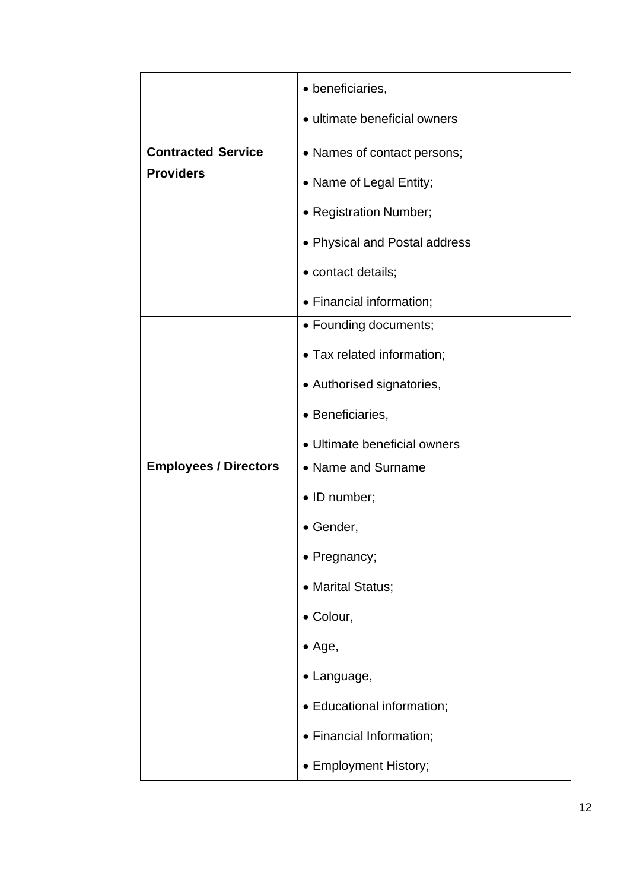| | |
|---|---|
| | • beneficiaries,<br>• ultimate beneficial owners |
| **Contracted Service Providers** | • Names of contact persons;<br>• Name of Legal Entity;<br>• Registration Number;<br>• Physical and Postal address<br>• contact details;<br>• Financial information; |
| | • Founding documents;<br>• Tax related information;<br>• Authorised signatories,<br>• Beneficiaries,<br>• Ultimate beneficial owners |
| **Employees / Directors** | • Name and Surname<br>• ID number;<br>• Gender,<br>• Pregnancy;<br>• Marital Status;<br>• Colour,<br>• Age,<br>• Language,<br>• Educational information;<br>• Financial Information;<br>• Employment History; |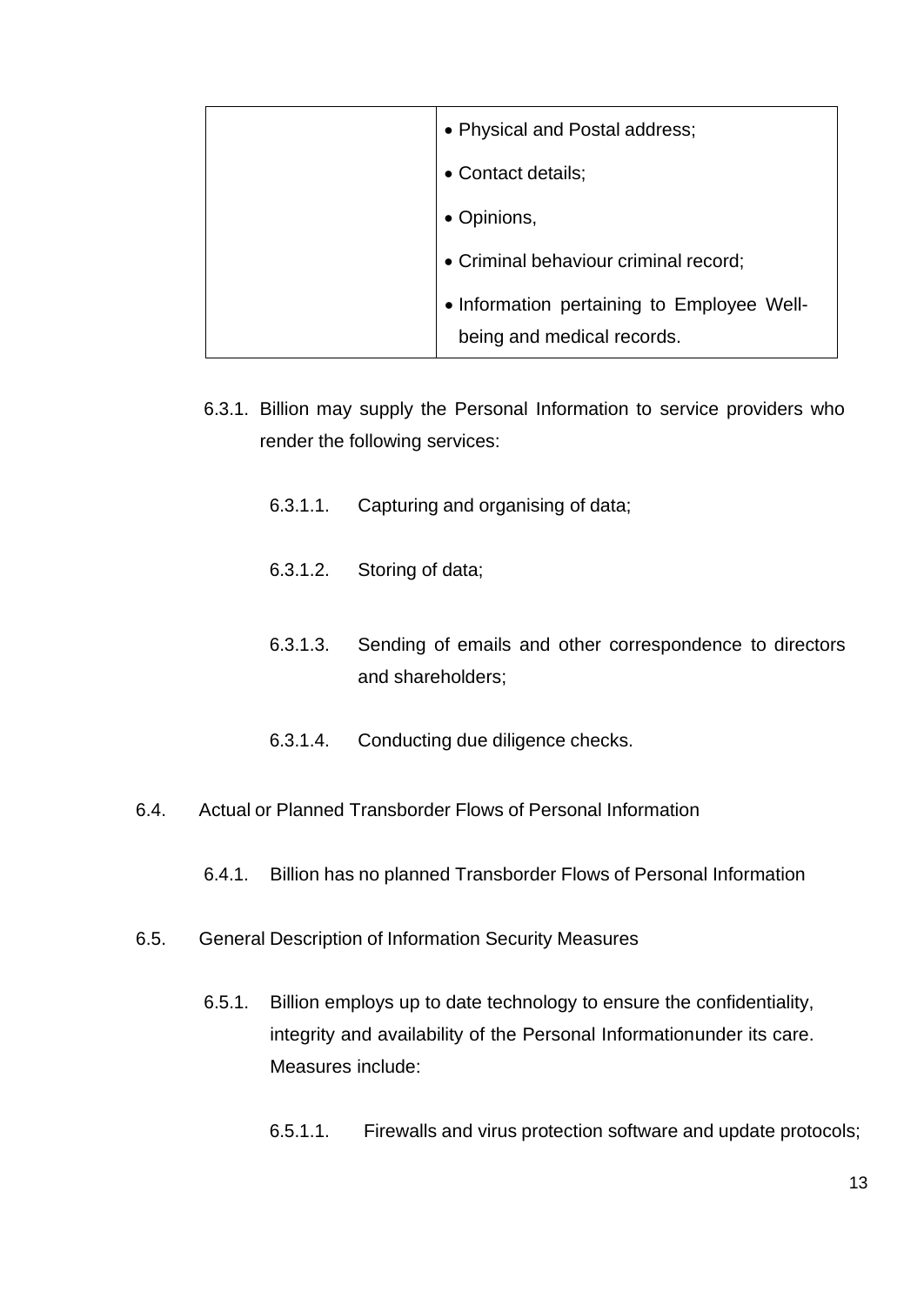| | |
|---|---|
| | • Physical and Postal address;<br>• Contact details;<br>• Opinions,<br>• Criminal behaviour criminal record;<br>• Information pertaining to Employee Well-being and medical records. |

6.3.1. Billion may supply the Personal Information to service providers who render the following services:

6.3.1.1. Capturing and organising of data;

6.3.1.2. Storing of data;

6.3.1.3. Sending of emails and other correspondence to directors and shareholders;

6.3.1.4. Conducting due diligence checks.

6.4. Actual or Planned Transborder Flows of Personal Information

6.4.1. Billion has no planned Transborder Flows of Personal Information

6.5. General Description of Information Security Measures

6.5.1. Billion employs up to date technology to ensure the confidentiality, integrity and availability of the Personal Informationunder its care. Measures include:

6.5.1.1. Firewalls and virus protection software and update protocols;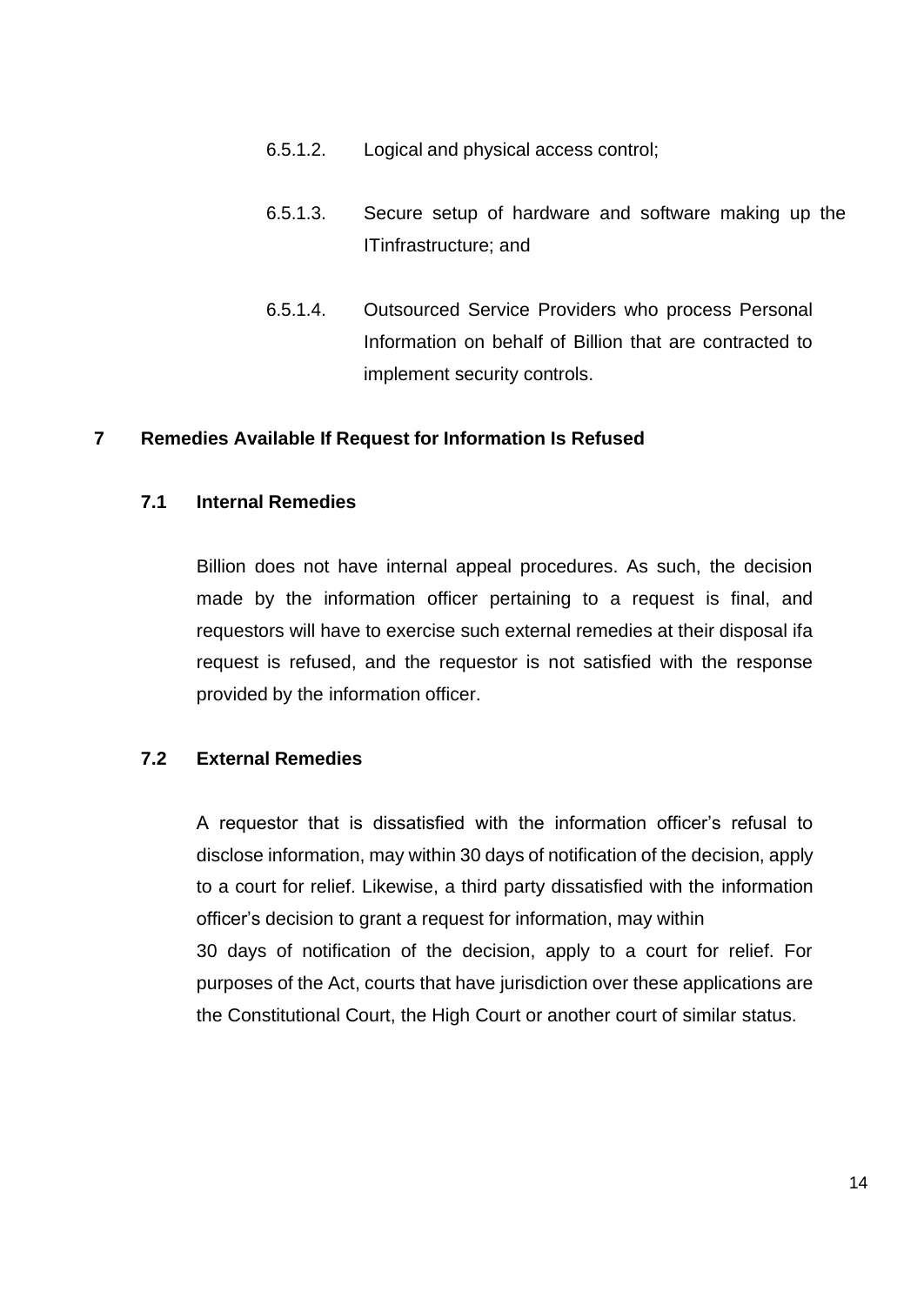6.5.1.2. Logical and physical access control;

6.5.1.3. Secure setup of hardware and software making up the ITinfrastructure; and

6.5.1.4. Outsourced Service Providers who process Personal Information on behalf of Billion that are contracted to implement security controls.

## 7 Remedies Available If Request for Information Is Refused

### 7.1 Internal Remedies

Billion does not have internal appeal procedures. As such, the decision made by the information officer pertaining to a request is final, and requestors will have to exercise such external remedies at their disposal ifa request is refused, and the requestor is not satisfied with the response provided by the information officer.

### 7.2 External Remedies

A requestor that is dissatisfied with the information officer's refusal to disclose information, may within 30 days of notification of the decision, apply to a court for relief. Likewise, a third party dissatisfied with the information officer's decision to grant a request for information, may within 30 days of notification of the decision, apply to a court for relief. For purposes of the Act, courts that have jurisdiction over these applications are the Constitutional Court, the High Court or another court of similar status.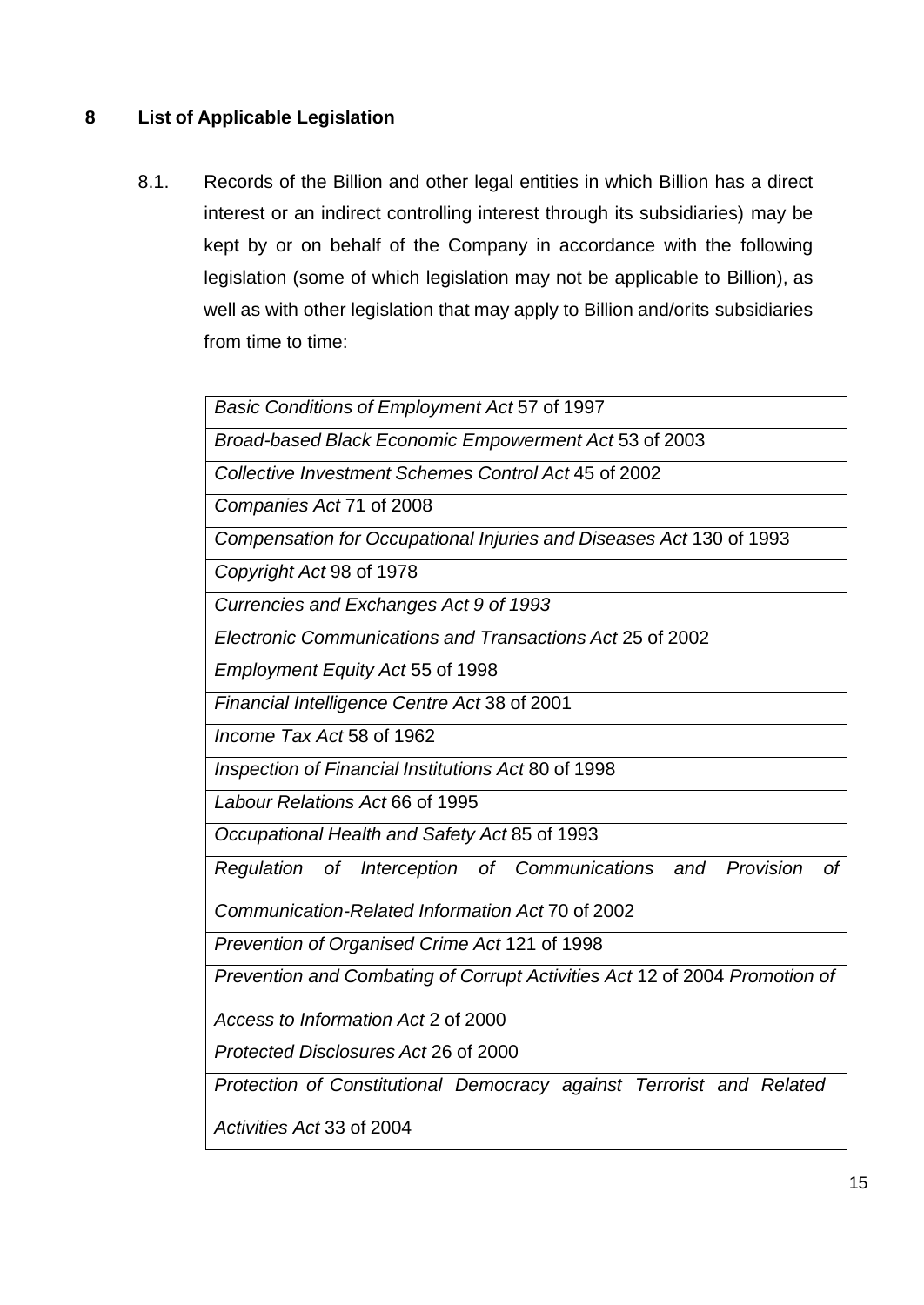## 8 List of Applicable Legislation

8.1. Records of the Billion and other legal entities in which Billion has a direct interest or an indirect controlling interest through its subsidiaries) may be kept by or on behalf of the Company in accordance with the following legislation (some of which legislation may not be applicable to Billion), as well as with other legislation that may apply to Billion and/orits subsidiaries from time to time:

| |
|---|
| *Basic Conditions of Employment Act* 57 of 1997 |
| *Broad-based Black Economic Empowerment Act* 53 of 2003 |
| *Collective Investment Schemes Control Act* 45 of 2002 |
| *Companies Act* 71 of 2008 |
| *Compensation for Occupational Injuries and Diseases Act* 130 of 1993 |
| *Copyright Act* 98 of 1978 |
| *Currencies and Exchanges Act 9 of 1993* |
| *Electronic Communications and Transactions Act* 25 of 2002 |
| *Employment Equity Act* 55 of 1998 |
| *Financial Intelligence Centre Act* 38 of 2001 |
| *Income Tax Act* 58 of 1962 |
| *Inspection of Financial Institutions Act* 80 of 1998 |
| *Labour Relations Act* 66 of 1995 |
| *Occupational Health and Safety Act* 85 of 1993 |
| *Regulation of Interception of Communications and Provision of Communication-Related Information Act* 70 of 2002 |
| *Prevention of Organised Crime Act* 121 of 1998 |
| *Prevention and Combating of Corrupt Activities Act* 12 of 2004 *Promotion of Access to Information Act* 2 of 2000 |
| *Protected Disclosures Act* 26 of 2000 |
| *Protection of Constitutional Democracy against Terrorist and Related Activities Act* 33 of 2004 |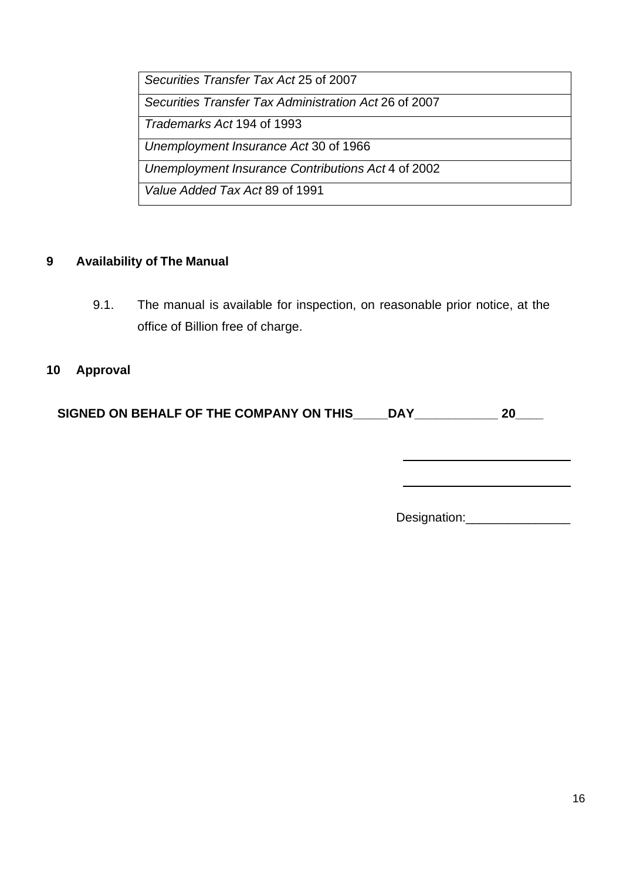| |
|---|
| *Securities Transfer Tax Act* 25 of 2007 |
| *Securities Transfer Tax Administration Act* 26 of 2007 |
| *Trademarks Act* 194 of 1993 |
| *Unemployment Insurance Act* 30 of 1966 |
| *Unemployment Insurance Contributions Act* 4 of 2002 |
| *Value Added Tax Act* 89 of 1991 |

## 9 Availability of The Manual

9.1. The manual is available for inspection, on reasonable prior notice, at the office of Billion free of charge.

## 10 Approval

**SIGNED ON BEHALF OF THE COMPANY ON THIS_____DAY____________ 20____**

________________________

________________________

Designation:_______________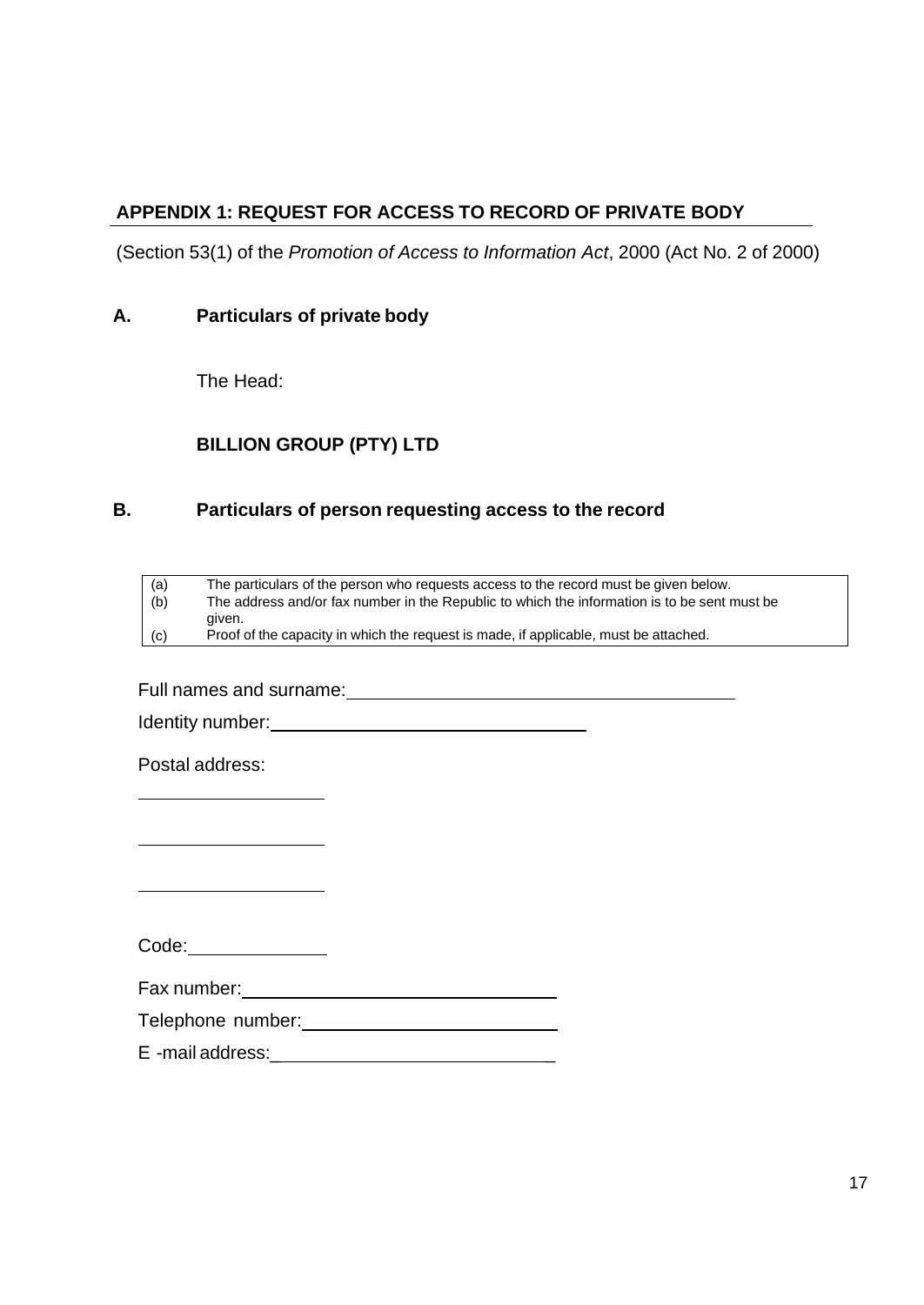## APPENDIX 1: REQUEST FOR ACCESS TO RECORD OF PRIVATE BODY

(Section 53(1) of the *Promotion of Access to Information Act*, 2000 (Act No. 2 of 2000)

### A. Particulars of private body

The Head:

**BILLION GROUP (PTY) LTD**

### B. Particulars of person requesting access to the record

| | |
|---|---|
| (a) | The particulars of the person who requests access to the record must be given below. |
| (b) | The address and/or fax number in the Republic to which the information is to be sent must be given. |
| (c) | Proof of the capacity in which the request is made, if applicable, must be attached. |

Full names and surname: ________________________________________

Identity number: ________________________________

Postal address:

____________________

____________________

____________________

Code: ______________

Fax number: ________________________________

Telephone number: __________________________

E -mail address: ____________________________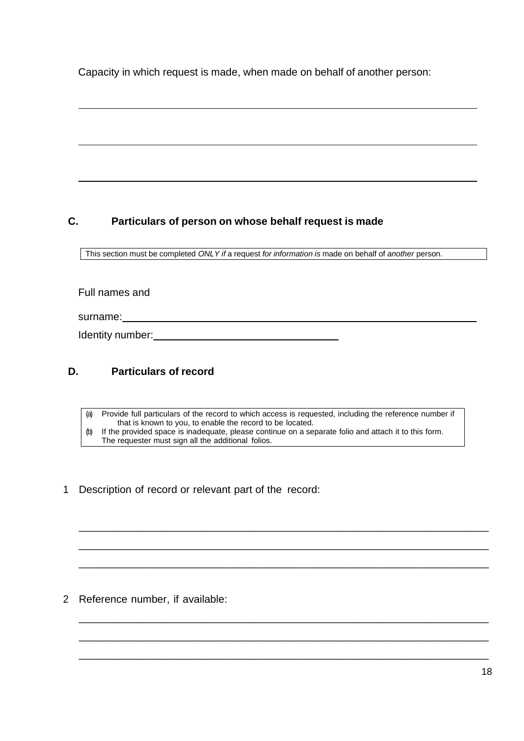Capacity in which request is made, when made on behalf of another person:

______________________________________________________________________

______________________________________________________________________

______________________________________________________________________

## C. Particulars of person on whose behalf request is made

This section must be completed *ONLY if* a request *for information is* made on behalf of *another* person.

Full names and

surname: ______________________________________________________________

Identity number: ______________________________

## D. Particulars of record

(a) Provide full particulars of the record to which access is requested, including the reference number if that is known to you, to enable the record to be located.
(b) If the provided space is inadequate, please continue on a separate folio and attach it to this form. The requester must sign all the additional folios.

1 Description of record or relevant part of the record:

______________________________________________________________________

______________________________________________________________________

______________________________________________________________________

2 Reference number, if available:

______________________________________________________________________

______________________________________________________________________

______________________________________________________________________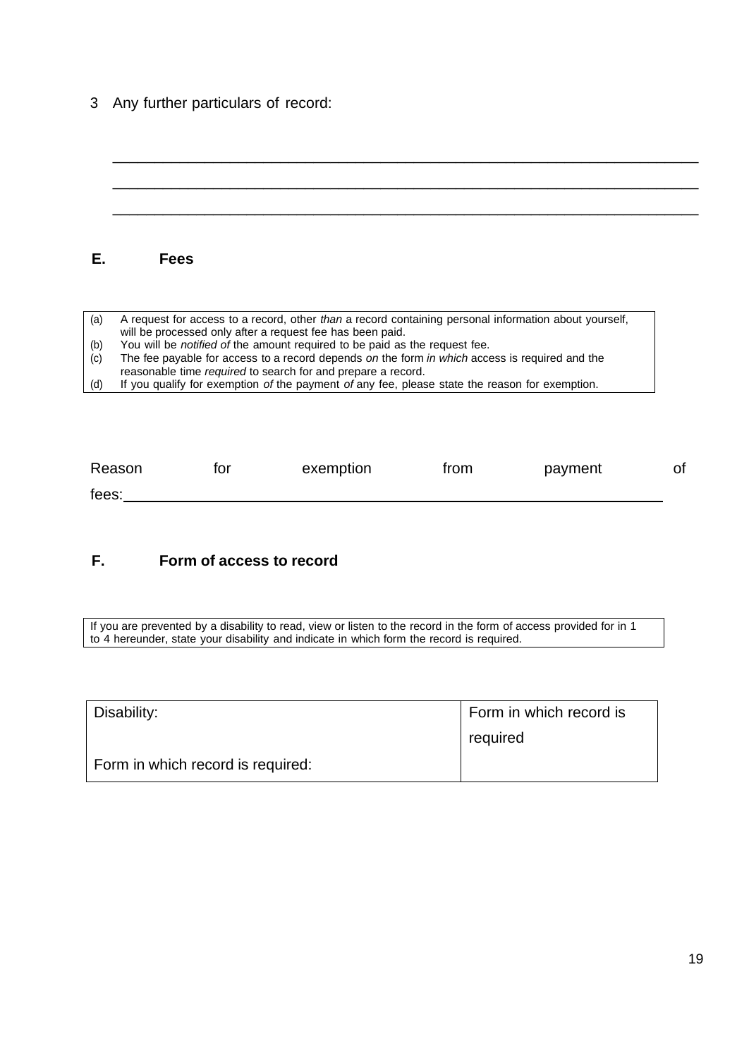3 Any further particulars of record:

_______________________________________________________________________

_______________________________________________________________________

_______________________________________________________________________

## E. Fees

| | |
|---|---|
| (a) | A request for access to a record, other *than* a record containing personal information about yourself, will be processed only after a request fee has been paid. |
| (b) | You will be *notified of* the amount required to be paid as the request fee. |
| (c) | The fee payable for access to a record depends *on* the form *in which* access is required and the reasonable time *required* to search for and prepare a record. |
| (d) | If you qualify for exemption *of* the payment *of* any fee, please state the reason for exemption. |

Reason for exemption from payment of fees:_______________________________________________

## F. Form of access to record

| |
|---|
| If you are prevented by a disability to read, view or listen to the record in the form of access provided for in 1 to 4 hereunder, state your disability and indicate in which form the record is required. |

| | |
|---|---|
| Disability:<br><br>Form in which record is required: | Form in which record is required |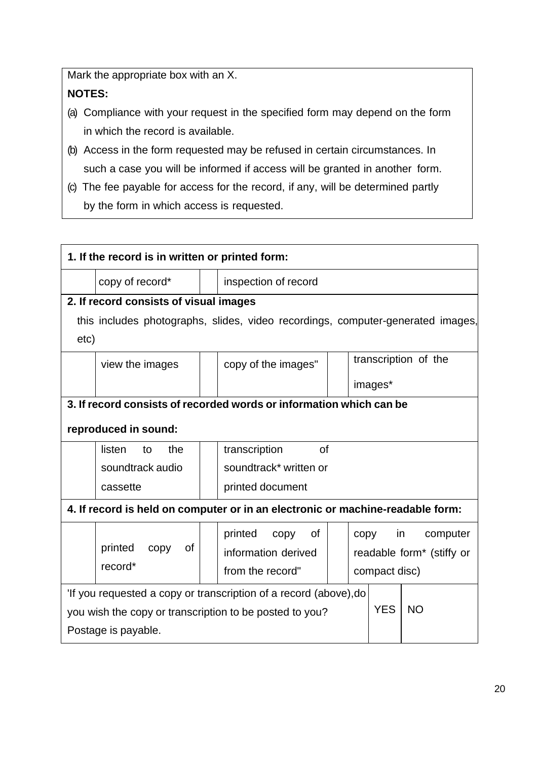Mark the appropriate box with an X.

**NOTES:**

(a) Compliance with your request in the specified form may depend on the form in which the record is available.

(b) Access in the form requested may be refused in certain circumstances. In such a case you will be informed if access will be granted in another form.

(c) The fee payable for access for the record, if any, will be determined partly by the form in which access is requested.

| | | | | | |
|---|---|---|---|---|---|
| **1. If the record is in written or printed form:** | | | | | |
| | copy of record* | | inspection of record | | |
| **2. If record consists of visual images** this includes photographs, slides, video recordings, computer-generated images, etc) | | | | | |
| | view the images | | copy of the images" | | transcription of the images* |
| **3. If record consists of recorded words or information which can be reproduced in sound:** | | | | | |
| | listen to the soundtrack audio cassette | | transcription of soundtrack* written or printed document | | |
| **4. If record is held on computer or in an electronic or machine-readable form:** | | | | | |
| | printed copy of record* | | printed copy of information derived from the record" | | copy in computer readable form* (stiffy or compact disc) |

| | | |
|---|---|---|
| 'If you requested a copy or transcription of a record (above), do you wish the copy or transcription to be posted to you? Postage is payable. | YES | NO |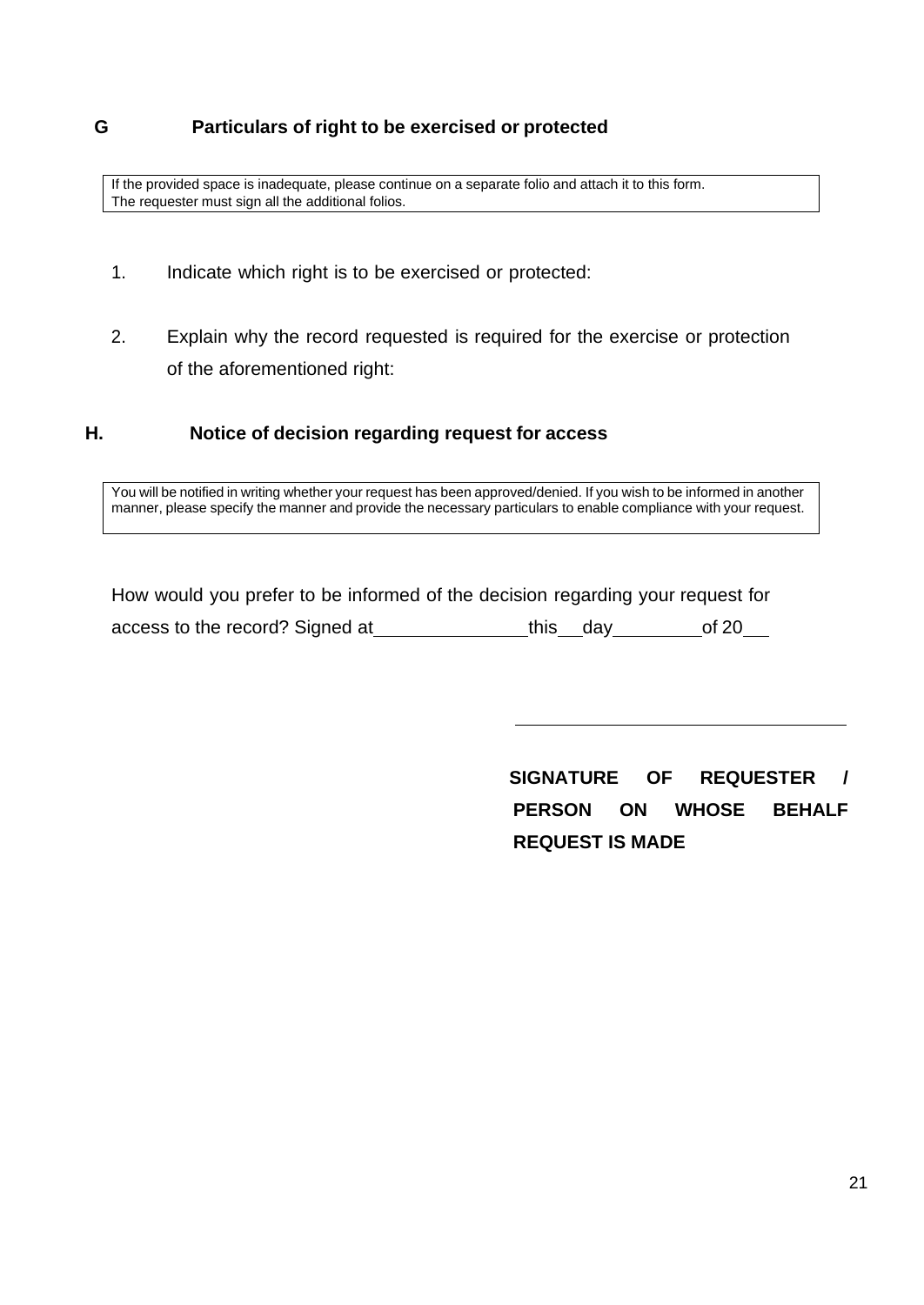## G Particulars of right to be exercised or protected

> If the provided space is inadequate, please continue on a separate folio and attach it to this form.
> The requester must sign all the additional folios.

1. Indicate which right is to be exercised or protected:

2. Explain why the record requested is required for the exercise or protection of the aforementioned right:

## H. Notice of decision regarding request for access

> You will be notified in writing whether your request has been approved/denied. If you wish to be informed in another manner, please specify the manner and provide the necessary particulars to enable compliance with your request.

How would you prefer to be informed of the decision regarding your request for access to the record? Signed at _______________ this ___ day _________ of 20___

_________________________________

**SIGNATURE OF REQUESTER / PERSON ON WHOSE BEHALF REQUEST IS MADE**